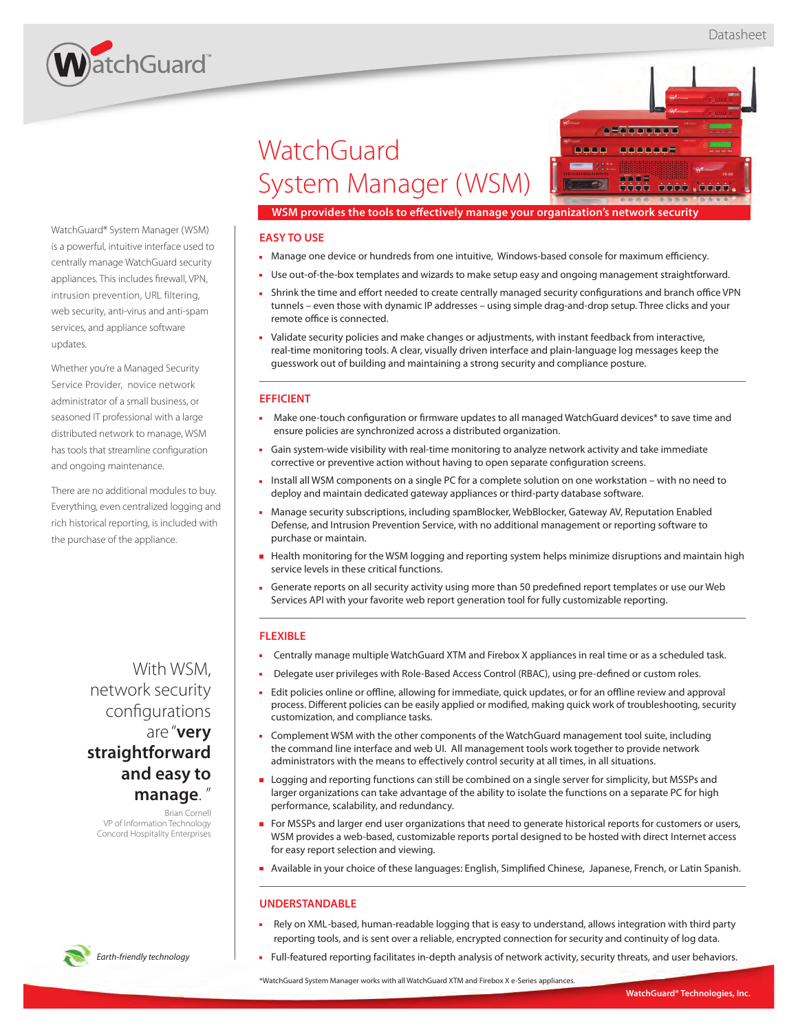Datasheet

# WatchGuard System Manager (WSM)

**WSM provides the tools to effectively manage your organization's network security**

WatchGuard® System Manager (WSM) is a powerful, intuitive interface used to centrally manage WatchGuard security appliances. This includes firewall, VPN, intrusion prevention, URL filtering, web security, anti-virus and anti-spam services, and appliance software updates.

Whether you're a Managed Security Service Provider, novice network administrator of a small business, or seasoned IT professional with a large distributed network to manage, WSM has tools that streamline configuration and ongoing maintenance.

There are no additional modules to buy. Everything, even centralized logging and rich historical reporting, is included with the purchase of the appliance.

> With WSM, network security configurations are "**very straightforward and easy to manage**."
>
> Brian Cornell
> VP of Information Technology
> Concord Hospitality Enterprises

## EASY TO USE

- Manage one device or hundreds from one intuitive, Windows-based console for maximum efficiency.
- Use out-of-the-box templates and wizards to make setup easy and ongoing management straightforward.
- Shrink the time and effort needed to create centrally managed security configurations and branch office VPN tunnels – even those with dynamic IP addresses – using simple drag-and-drop setup. Three clicks and your remote office is connected.
- Validate security policies and make changes or adjustments, with instant feedback from interactive, real-time monitoring tools. A clear, visually driven interface and plain-language log messages keep the guesswork out of building and maintaining a strong security and compliance posture.

## EFFICIENT

- Make one-touch configuration or firmware updates to all managed WatchGuard devices* to save time and ensure policies are synchronized across a distributed organization.
- Gain system-wide visibility with real-time monitoring to analyze network activity and take immediate corrective or preventive action without having to open separate configuration screens.
- Install all WSM components on a single PC for a complete solution on one workstation – with no need to deploy and maintain dedicated gateway appliances or third-party database software.
- Manage security subscriptions, including spamBlocker, WebBlocker, Gateway AV, Reputation Enabled Defense, and Intrusion Prevention Service, with no additional management or reporting software to purchase or maintain.
- Health monitoring for the WSM logging and reporting system helps minimize disruptions and maintain high service levels in these critical functions.
- Generate reports on all security activity using more than 50 predefined report templates or use our Web Services API with your favorite web report generation tool for fully customizable reporting.

## FLEXIBLE

- Centrally manage multiple WatchGuard XTM and Firebox X appliances in real time or as a scheduled task.
- Delegate user privileges with Role-Based Access Control (RBAC), using pre-defined or custom roles.
- Edit policies online or offline, allowing for immediate, quick updates, or for an offline review and approval process. Different policies can be easily applied or modified, making quick work of troubleshooting, security customization, and compliance tasks.
- Complement WSM with the other components of the WatchGuard management tool suite, including the command line interface and web UI. All management tools work together to provide network administrators with the means to effectively control security at all times, in all situations.
- Logging and reporting functions can still be combined on a single server for simplicity, but MSSPs and larger organizations can take advantage of the ability to isolate the functions on a separate PC for high performance, scalability, and redundancy.
- For MSSPs and larger end user organizations that need to generate historical reports for customers or users, WSM provides a web-based, customizable reports portal designed to be hosted with direct Internet access for easy report selection and viewing.
- Available in your choice of these languages: English, Simplified Chinese, Japanese, French, or Latin Spanish.

## UNDERSTANDABLE

- Rely on XML-based, human-readable logging that is easy to understand, allows integration with third party reporting tools, and is sent over a reliable, encrypted connection for security and continuity of log data.
- Full-featured reporting facilitates in-depth analysis of network activity, security threats, and user behaviors.

*WatchGuard System Manager works with all WatchGuard XTM and Firebox X e-Series appliances.

*Earth-friendly technology*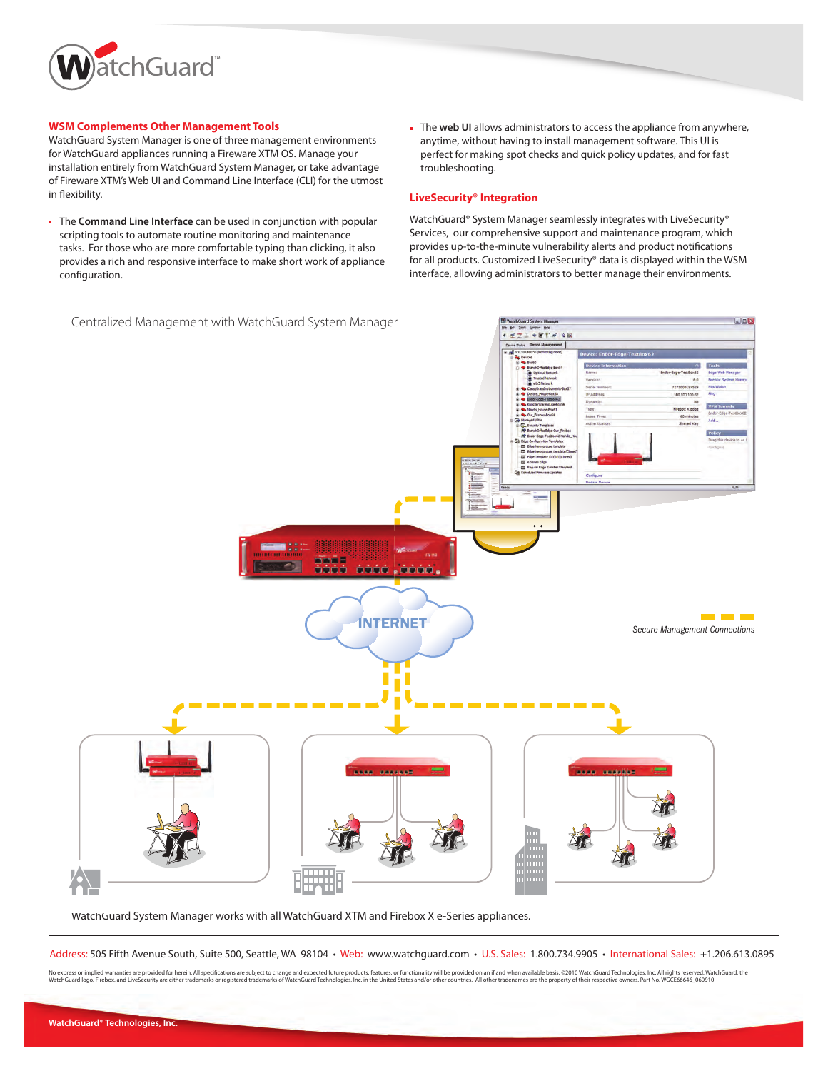## WSM Complements Other Management Tools

WatchGuard System Manager is one of three management environments for WatchGuard appliances running a Fireware XTM OS. Manage your installation entirely from WatchGuard System Manager, or take advantage of Fireware XTM's Web UI and Command Line Interface (CLI) for the utmost in flexibility.

- The **Command Line Interface** can be used in conjunction with popular scripting tools to automate routine monitoring and maintenance tasks. For those who are more comfortable typing than clicking, it also provides a rich and responsive interface to make short work of appliance configuration.
- The **web UI** allows administrators to access the appliance from anywhere, anytime, without having to install management software. This UI is perfect for making spot checks and quick policy updates, and for fast troubleshooting.

## LiveSecurity® Integration

WatchGuard® System Manager seamlessly integrates with LiveSecurity® Services, our comprehensive support and maintenance program, which provides up-to-the-minute vulnerability alerts and product notifications for all products. Customized LiveSecurity® data is displayed within the WSM interface, allowing administrators to better manage their environments.

Centralized Management with WatchGuard System Manager

INTERNET

*Secure Management Connections*

WatchGuard System Manager works with all WatchGuard XTM and Firebox X e-Series appliances.

Address: 505 Fifth Avenue South, Suite 500, Seattle, WA 98104 • Web: www.watchguard.com • U.S. Sales: 1.800.734.9905 • International Sales: +1.206.613.0895

No express or implied warranties are provided for herein. All specifications are subject to change and expected future products, features, or functionality will be provided on an if and when available basis. ©2010 WatchGuard Technologies, Inc. All rights reserved. WatchGuard, the WatchGuard logo, Firebox, and LiveSecurity are either trademarks or registered trademarks of WatchGuard Technologies, Inc. in the United States and/or other countries. All other tradenames are the property of their respective owners. Part No. WGCE66646_060910

WatchGuard® Technologies, Inc.